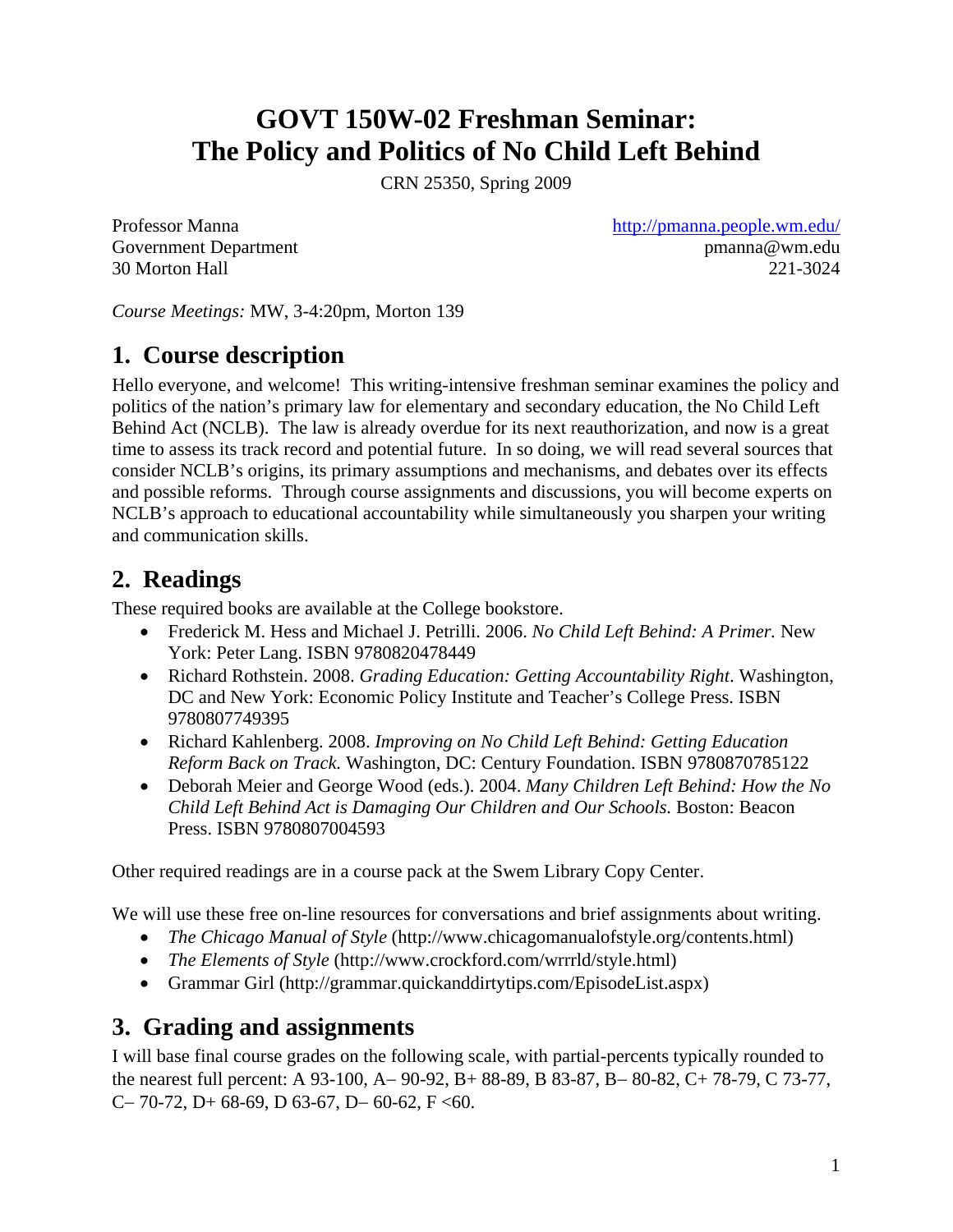# GOVT 150W-02 Freshman Seminar: The Policy and Politics of No Child Left Behind

CRN 25350, Spring 2009

Professor Manna
Government Department
30 Morton Hall

http://pmanna.people.wm.edu/
pmanna@wm.edu
221-3024

*Course Meetings:* MW, 3-4:20pm, Morton 139

## 1. Course description

Hello everyone, and welcome! This writing-intensive freshman seminar examines the policy and politics of the nation's primary law for elementary and secondary education, the No Child Left Behind Act (NCLB). The law is already overdue for its next reauthorization, and now is a great time to assess its track record and potential future. In so doing, we will read several sources that consider NCLB's origins, its primary assumptions and mechanisms, and debates over its effects and possible reforms. Through course assignments and discussions, you will become experts on NCLB's approach to educational accountability while simultaneously you sharpen your writing and communication skills.

## 2. Readings

These required books are available at the College bookstore.

- Frederick M. Hess and Michael J. Petrilli. 2006. *No Child Left Behind: A Primer.* New York: Peter Lang. ISBN 9780820478449
- Richard Rothstein. 2008. *Grading Education: Getting Accountability Right*. Washington, DC and New York: Economic Policy Institute and Teacher's College Press. ISBN 9780807749395
- Richard Kahlenberg. 2008. *Improving on No Child Left Behind: Getting Education Reform Back on Track.* Washington, DC: Century Foundation. ISBN 9780870785122
- Deborah Meier and George Wood (eds.). 2004. *Many Children Left Behind: How the No Child Left Behind Act is Damaging Our Children and Our Schools.* Boston: Beacon Press. ISBN 9780807004593

Other required readings are in a course pack at the Swem Library Copy Center.

We will use these free on-line resources for conversations and brief assignments about writing.

- *The Chicago Manual of Style* (http://www.chicagomanualofstyle.org/contents.html)
- *The Elements of Style* (http://www.crockford.com/wrrrld/style.html)
- Grammar Girl (http://grammar.quickanddirtytips.com/EpisodeList.aspx)

## 3. Grading and assignments

I will base final course grades on the following scale, with partial-percents typically rounded to the nearest full percent: A 93-100, A– 90-92, B+ 88-89, B 83-87, B– 80-82, C+ 78-79, C 73-77, C– 70-72, D+ 68-69, D 63-67, D– 60-62, F <60.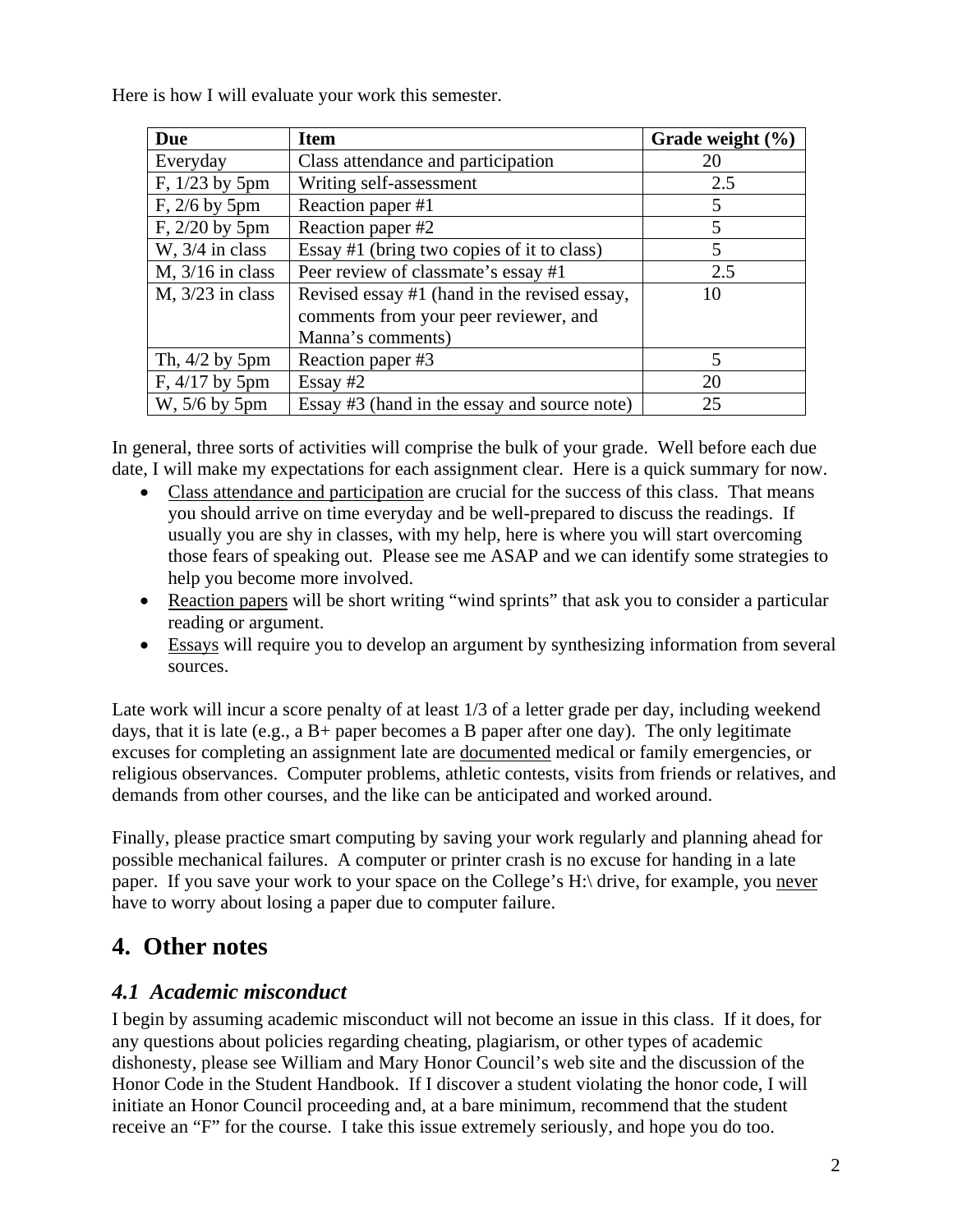Here is how I will evaluate your work this semester.

| Due | Item | Grade weight (%) |
|---|---|---|
| Everyday | Class attendance and participation | 20 |
| F, 1/23 by 5pm | Writing self-assessment | 2.5 |
| F, 2/6 by 5pm | Reaction paper #1 | 5 |
| F, 2/20 by 5pm | Reaction paper #2 | 5 |
| W, 3/4 in class | Essay #1 (bring two copies of it to class) | 5 |
| M, 3/16 in class | Peer review of classmate's essay #1 | 2.5 |
| M, 3/23 in class | Revised essay #1 (hand in the revised essay, comments from your peer reviewer, and Manna's comments) | 10 |
| Th, 4/2 by 5pm | Reaction paper #3 | 5 |
| F, 4/17 by 5pm | Essay #2 | 20 |
| W, 5/6 by 5pm | Essay #3 (hand in the essay and source note) | 25 |

In general, three sorts of activities will comprise the bulk of your grade. Well before each due date, I will make my expectations for each assignment clear. Here is a quick summary for now.

- Class attendance and participation are crucial for the success of this class. That means you should arrive on time everyday and be well-prepared to discuss the readings. If usually you are shy in classes, with my help, here is where you will start overcoming those fears of speaking out. Please see me ASAP and we can identify some strategies to help you become more involved.
- Reaction papers will be short writing "wind sprints" that ask you to consider a particular reading or argument.
- Essays will require you to develop an argument by synthesizing information from several sources.

Late work will incur a score penalty of at least 1/3 of a letter grade per day, including weekend days, that it is late (e.g., a B+ paper becomes a B paper after one day). The only legitimate excuses for completing an assignment late are documented medical or family emergencies, or religious observances. Computer problems, athletic contests, visits from friends or relatives, and demands from other courses, and the like can be anticipated and worked around.

Finally, please practice smart computing by saving your work regularly and planning ahead for possible mechanical failures. A computer or printer crash is no excuse for handing in a late paper. If you save your work to your space on the College's H:\ drive, for example, you never have to worry about losing a paper due to computer failure.

## 4. Other notes

### *4.1 Academic misconduct*

I begin by assuming academic misconduct will not become an issue in this class. If it does, for any questions about policies regarding cheating, plagiarism, or other types of academic dishonesty, please see William and Mary Honor Council's web site and the discussion of the Honor Code in the Student Handbook. If I discover a student violating the honor code, I will initiate an Honor Council proceeding and, at a bare minimum, recommend that the student receive an "F" for the course. I take this issue extremely seriously, and hope you do too.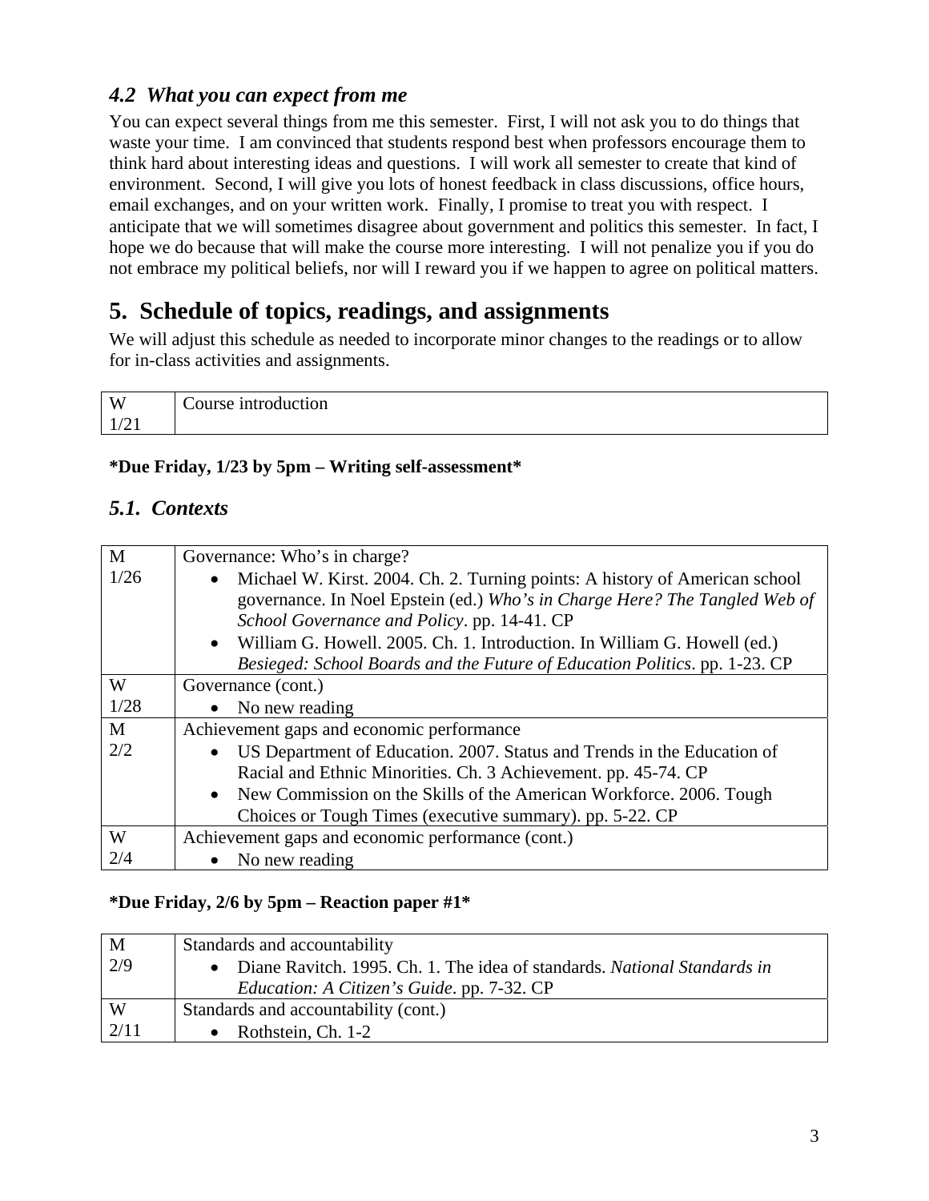### *4.2 What you can expect from me*

You can expect several things from me this semester. First, I will not ask you to do things that waste your time. I am convinced that students respond best when professors encourage them to think hard about interesting ideas and questions. I will work all semester to create that kind of environment. Second, I will give you lots of honest feedback in class discussions, office hours, email exchanges, and on your written work. Finally, I promise to treat you with respect. I anticipate that we will sometimes disagree about government and politics this semester. In fact, I hope we do because that will make the course more interesting. I will not penalize you if you do not embrace my political beliefs, nor will I reward you if we happen to agree on political matters.

## 5. Schedule of topics, readings, and assignments

We will adjust this schedule as needed to incorporate minor changes to the readings or to allow for in-class activities and assignments.

| | |
|---|---|
| W 1/21 | Course introduction |

**\*Due Friday, 1/23 by 5pm – Writing self-assessment\***

### *5.1. Contexts*

| | |
|---|---|
| M 1/26 | Governance: Who's in charge?<br>• Michael W. Kirst. 2004. Ch. 2. Turning points: A history of American school governance. In Noel Epstein (ed.) *Who's in Charge Here? The Tangled Web of School Governance and Policy*. pp. 14-41. CP<br>• William G. Howell. 2005. Ch. 1. Introduction. In William G. Howell (ed.) *Besieged: School Boards and the Future of Education Politics*. pp. 1-23. CP |
| W 1/28 | Governance (cont.)<br>• No new reading |
| M 2/2 | Achievement gaps and economic performance<br>• US Department of Education. 2007. Status and Trends in the Education of Racial and Ethnic Minorities. Ch. 3 Achievement. pp. 45-74. CP<br>• New Commission on the Skills of the American Workforce. 2006. Tough Choices or Tough Times (executive summary). pp. 5-22. CP |
| W 2/4 | Achievement gaps and economic performance (cont.)<br>• No new reading |

**\*Due Friday, 2/6 by 5pm – Reaction paper #1\***

| | |
|---|---|
| M 2/9 | Standards and accountability<br>• Diane Ravitch. 1995. Ch. 1. The idea of standards. *National Standards in Education: A Citizen's Guide*. pp. 7-32. CP |
| W 2/11 | Standards and accountability (cont.)<br>• Rothstein, Ch. 1-2 |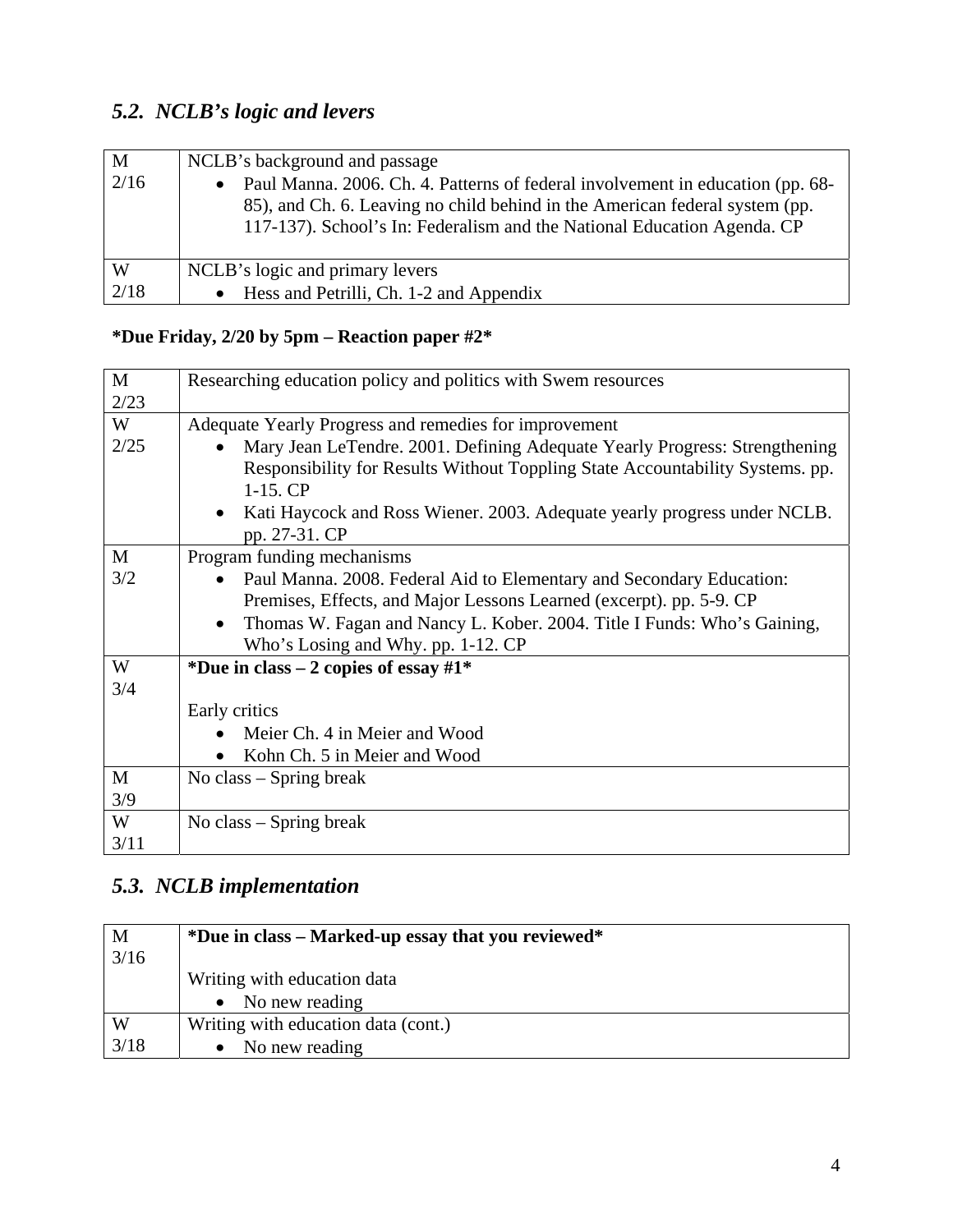## *5.2. NCLB's logic and levers*

| | |
|---|---|
| M 2/16 | NCLB's background and passage<br>• Paul Manna. 2006. Ch. 4. Patterns of federal involvement in education (pp. 68-85), and Ch. 6. Leaving no child behind in the American federal system (pp. 117-137). School's In: Federalism and the National Education Agenda. CP |
| W 2/18 | NCLB's logic and primary levers<br>• Hess and Petrilli, Ch. 1-2 and Appendix |

**\*Due Friday, 2/20 by 5pm – Reaction paper #2\***

| | |
|---|---|
| M 2/23 | Researching education policy and politics with Swem resources |
| W 2/25 | Adequate Yearly Progress and remedies for improvement<br>• Mary Jean LeTendre. 2001. Defining Adequate Yearly Progress: Strengthening Responsibility for Results Without Toppling State Accountability Systems. pp. 1-15. CP<br>• Kati Haycock and Ross Wiener. 2003. Adequate yearly progress under NCLB. pp. 27-31. CP |
| M 3/2 | Program funding mechanisms<br>• Paul Manna. 2008. Federal Aid to Elementary and Secondary Education: Premises, Effects, and Major Lessons Learned (excerpt). pp. 5-9. CP<br>• Thomas W. Fagan and Nancy L. Kober. 2004. Title I Funds: Who's Gaining, Who's Losing and Why. pp. 1-12. CP |
| W 3/4 | **\*Due in class – 2 copies of essay #1\***<br><br>Early critics<br>• Meier Ch. 4 in Meier and Wood<br>• Kohn Ch. 5 in Meier and Wood |
| M 3/9 | No class – Spring break |
| W 3/11 | No class – Spring break |

## *5.3. NCLB implementation*

| | |
|---|---|
| M 3/16 | **\*Due in class – Marked-up essay that you reviewed\***<br><br>Writing with education data<br>• No new reading |
| W 3/18 | Writing with education data (cont.)<br>• No new reading |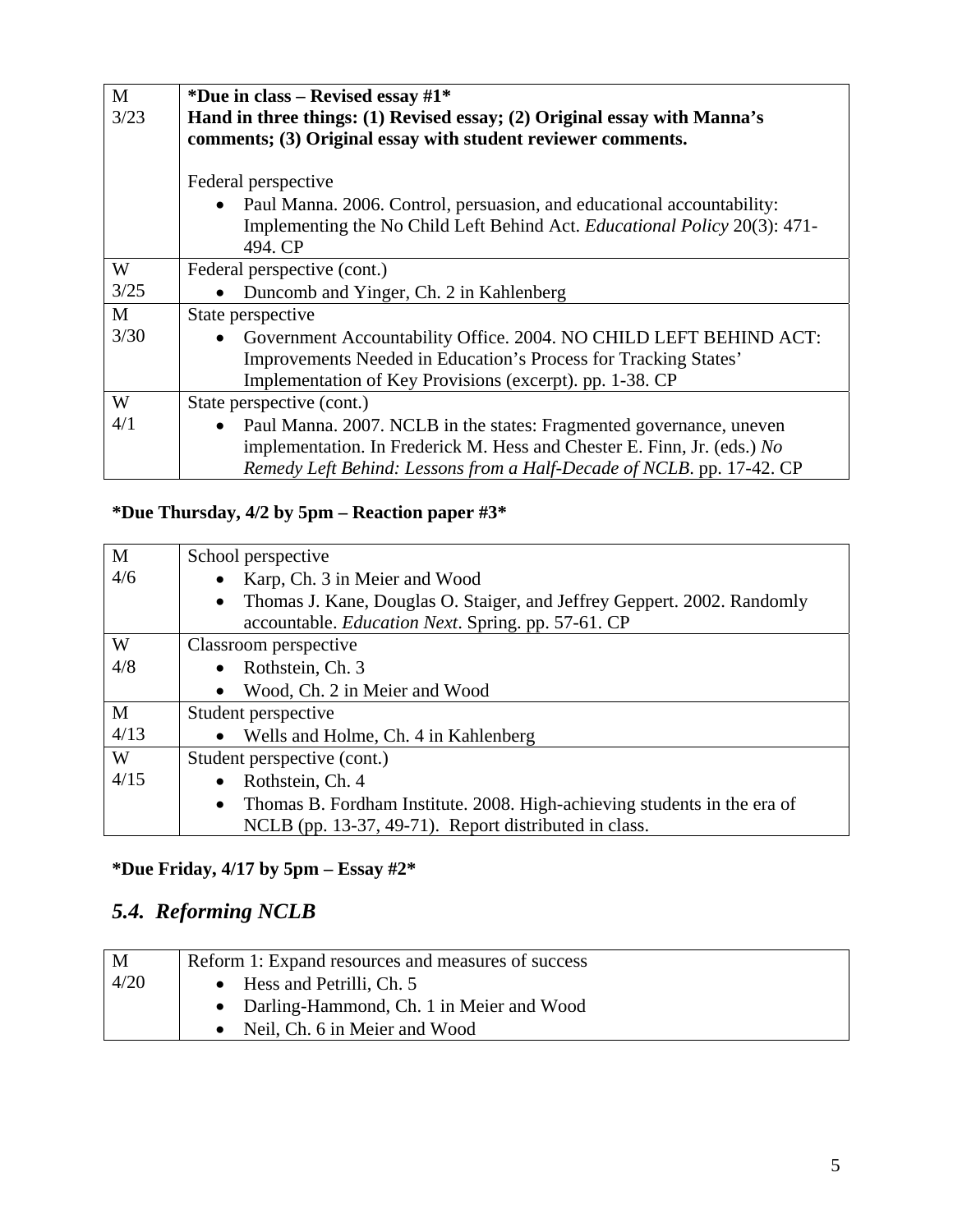| | |
|---|---|
| M 3/23 | **\*Due in class – Revised essay #1\*** <br> **Hand in three things: (1) Revised essay; (2) Original essay with Manna's comments; (3) Original essay with student reviewer comments.** <br><br> Federal perspective <br> • Paul Manna. 2006. Control, persuasion, and educational accountability: Implementing the No Child Left Behind Act. *Educational Policy* 20(3): 471-494. CP |
| W 3/25 | Federal perspective (cont.) <br> • Duncomb and Yinger, Ch. 2 in Kahlenberg |
| M 3/30 | State perspective <br> • Government Accountability Office. 2004. NO CHILD LEFT BEHIND ACT: Improvements Needed in Education's Process for Tracking States' Implementation of Key Provisions (excerpt). pp. 1-38. CP |
| W 4/1 | State perspective (cont.) <br> • Paul Manna. 2007. NCLB in the states: Fragmented governance, uneven implementation. In Frederick M. Hess and Chester E. Finn, Jr. (eds.) *No Remedy Left Behind: Lessons from a Half-Decade of NCLB*. pp. 17-42. CP |

**\*Due Thursday, 4/2 by 5pm – Reaction paper #3\***

| | |
|---|---|
| M 4/6 | School perspective <br> • Karp, Ch. 3 in Meier and Wood <br> • Thomas J. Kane, Douglas O. Staiger, and Jeffrey Geppert. 2002. Randomly accountable. *Education Next*. Spring. pp. 57-61. CP |
| W 4/8 | Classroom perspective <br> • Rothstein, Ch. 3 <br> • Wood, Ch. 2 in Meier and Wood |
| M 4/13 | Student perspective <br> • Wells and Holme, Ch. 4 in Kahlenberg |
| W 4/15 | Student perspective (cont.) <br> • Rothstein, Ch. 4 <br> • Thomas B. Fordham Institute. 2008. High-achieving students in the era of NCLB (pp. 13-37, 49-71). Report distributed in class. |

**\*Due Friday, 4/17 by 5pm – Essay #2\***

## *5.4. Reforming NCLB*

| | |
|---|---|
| M 4/20 | Reform 1: Expand resources and measures of success <br> • Hess and Petrilli, Ch. 5 <br> • Darling-Hammond, Ch. 1 in Meier and Wood <br> • Neil, Ch. 6 in Meier and Wood |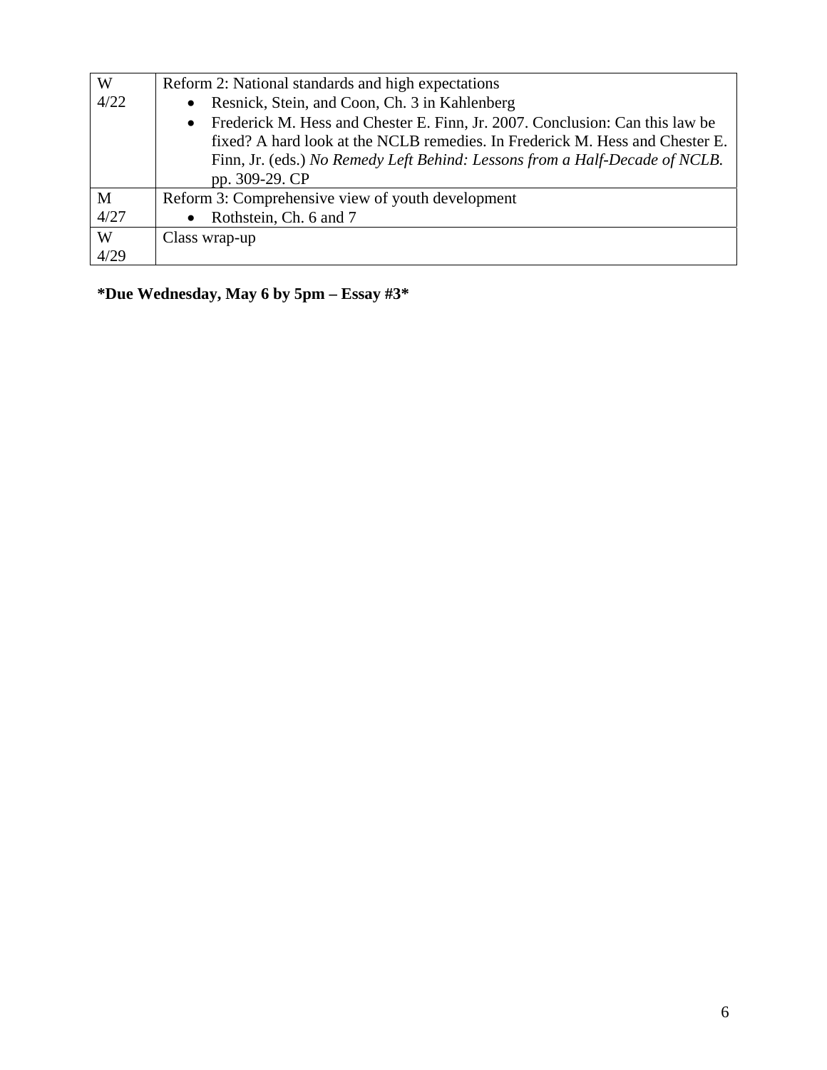| | |
|---|---|
| W 4/22 | Reform 2: National standards and high expectations<br>• Resnick, Stein, and Coon, Ch. 3 in Kahlenberg<br>• Frederick M. Hess and Chester E. Finn, Jr. 2007. Conclusion: Can this law be fixed? A hard look at the NCLB remedies. In Frederick M. Hess and Chester E. Finn, Jr. (eds.) *No Remedy Left Behind: Lessons from a Half-Decade of NCLB.* pp. 309-29. CP |
| M 4/27 | Reform 3: Comprehensive view of youth development<br>• Rothstein, Ch. 6 and 7 |
| W 4/29 | Class wrap-up |

**\*Due Wednesday, May 6 by 5pm – Essay #3\***